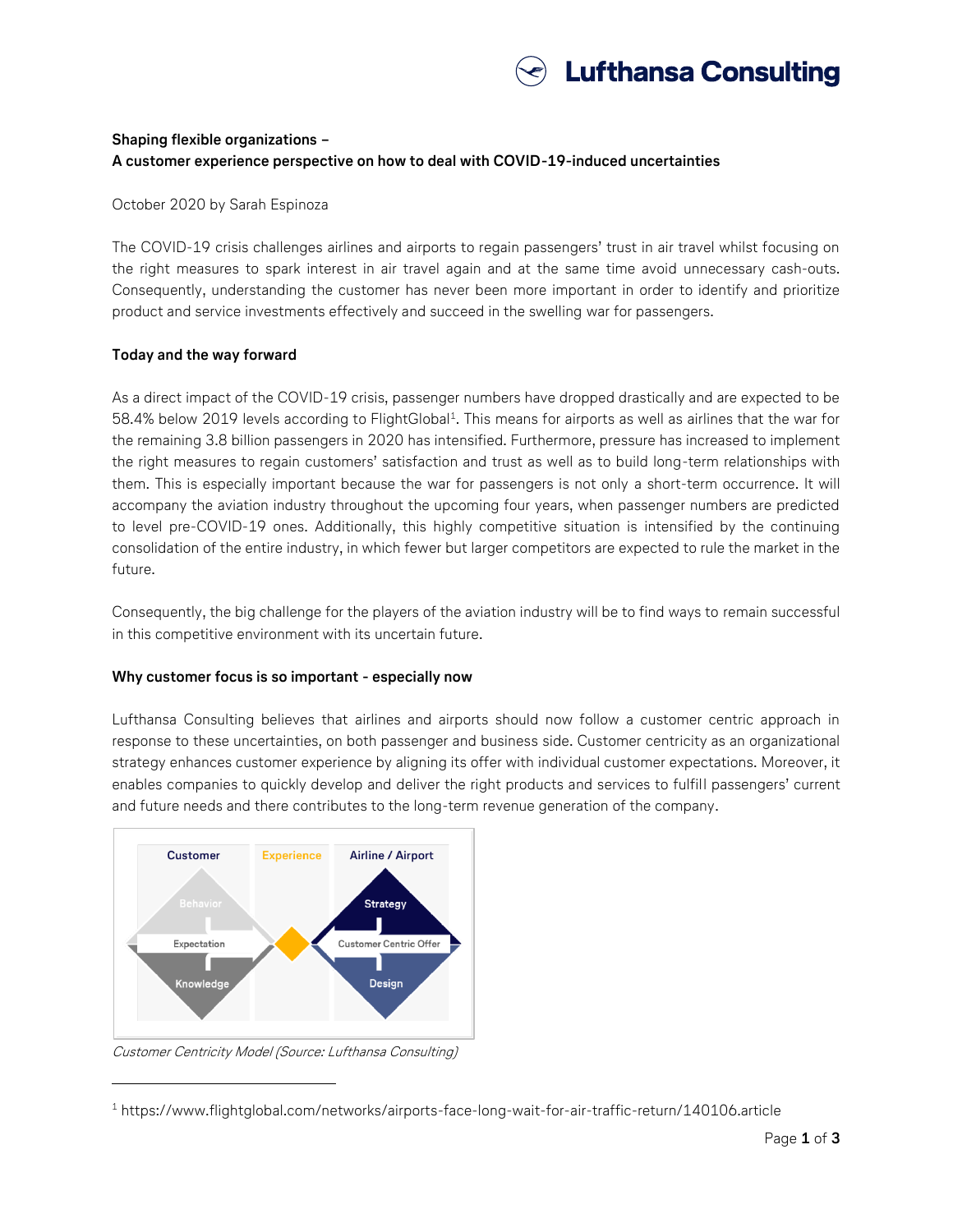**Shaping flexible organizations –**
**A customer experience perspective on how to deal with COVID-19-induced uncertainties**

October 2020 by Sarah Espinoza

The COVID-19 crisis challenges airlines and airports to regain passengers' trust in air travel whilst focusing on the right measures to spark interest in air travel again and at the same time avoid unnecessary cash-outs. Consequently, understanding the customer has never been more important in order to identify and prioritize product and service investments effectively and succeed in the swelling war for passengers.

**Today and the way forward**

As a direct impact of the COVID-19 crisis, passenger numbers have dropped drastically and are expected to be 58.4% below 2019 levels according to FlightGlobal[1]. This means for airports as well as airlines that the war for the remaining 3.8 billion passengers in 2020 has intensified. Furthermore, pressure has increased to implement the right measures to regain customers' satisfaction and trust as well as to build long-term relationships with them. This is especially important because the war for passengers is not only a short-term occurrence. It will accompany the aviation industry throughout the upcoming four years, when passenger numbers are predicted to level pre-COVID-19 ones. Additionally, this highly competitive situation is intensified by the continuing consolidation of the entire industry, in which fewer but larger competitors are expected to rule the market in the future.

Consequently, the big challenge for the players of the aviation industry will be to find ways to remain successful in this competitive environment with its uncertain future.

**Why customer focus is so important - especially now**

Lufthansa Consulting believes that airlines and airports should now follow a customer centric approach in response to these uncertainties, on both passenger and business side. Customer centricity as an organizational strategy enhances customer experience by aligning its offer with individual customer expectations. Moreover, it enables companies to quickly develop and deliver the right products and services to fulfill passengers' current and future needs and there contributes to the long-term revenue generation of the company.

*Customer Centricity Model (Source: Lufthansa Consulting)*

[1] https://www.flightglobal.com/networks/airports-face-long-wait-for-air-traffic-return/140106.article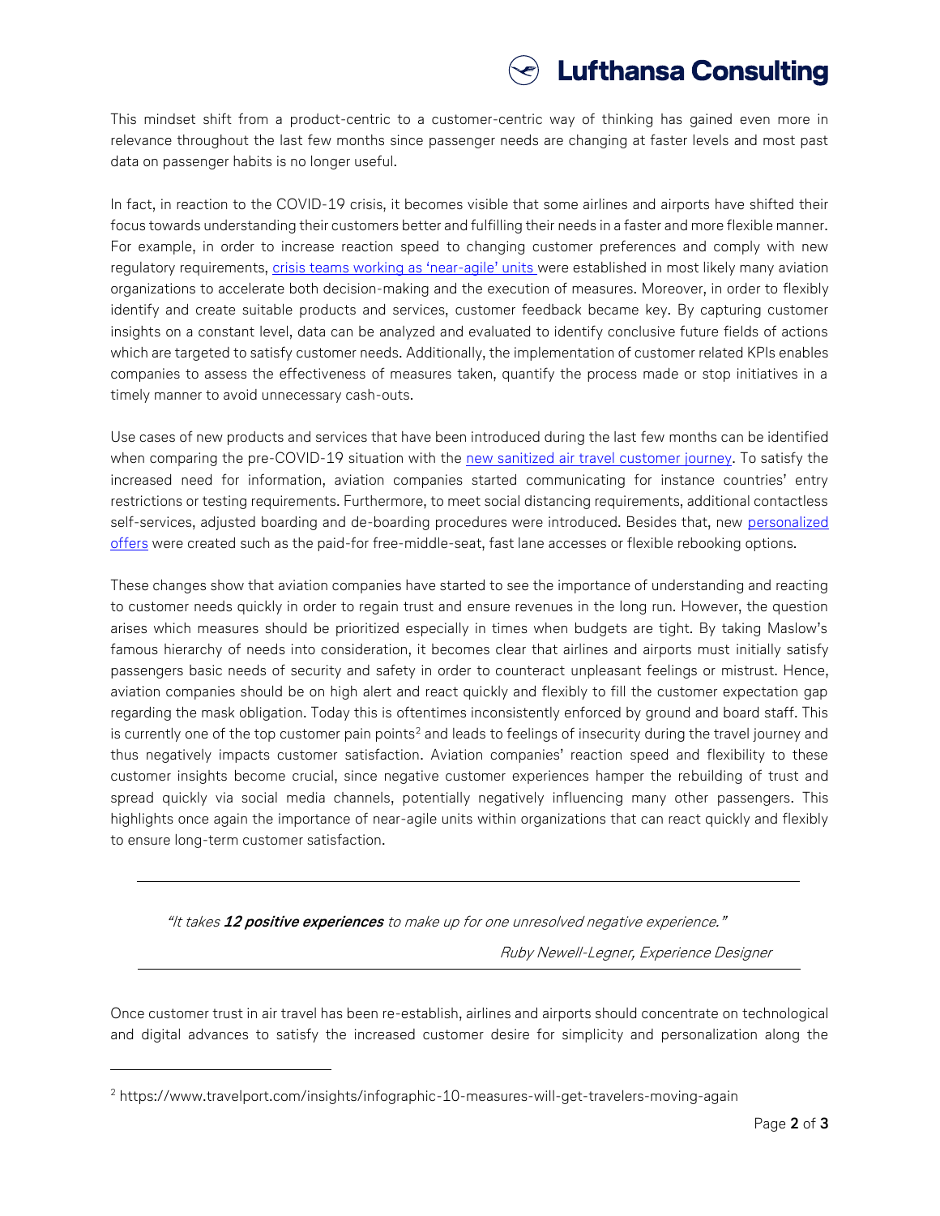This mindset shift from a product-centric to a customer-centric way of thinking has gained even more in relevance throughout the last few months since passenger needs are changing at faster levels and most past data on passenger habits is no longer useful.

In fact, in reaction to the COVID-19 crisis, it becomes visible that some airlines and airports have shifted their focus towards understanding their customers better and fulfilling their needs in a faster and more flexible manner. For example, in order to increase reaction speed to changing customer preferences and comply with new regulatory requirements, crisis teams working as 'near-agile' units were established in most likely many aviation organizations to accelerate both decision-making and the execution of measures. Moreover, in order to flexibly identify and create suitable products and services, customer feedback became key. By capturing customer insights on a constant level, data can be analyzed and evaluated to identify conclusive future fields of actions which are targeted to satisfy customer needs. Additionally, the implementation of customer related KPIs enables companies to assess the effectiveness of measures taken, quantify the process made or stop initiatives in a timely manner to avoid unnecessary cash-outs.

Use cases of new products and services that have been introduced during the last few months can be identified when comparing the pre-COVID-19 situation with the new sanitized air travel customer journey. To satisfy the increased need for information, aviation companies started communicating for instance countries' entry restrictions or testing requirements. Furthermore, to meet social distancing requirements, additional contactless self-services, adjusted boarding and de-boarding procedures were introduced. Besides that, new personalized offers were created such as the paid-for free-middle-seat, fast lane accesses or flexible rebooking options.

These changes show that aviation companies have started to see the importance of understanding and reacting to customer needs quickly in order to regain trust and ensure revenues in the long run. However, the question arises which measures should be prioritized especially in times when budgets are tight. By taking Maslow's famous hierarchy of needs into consideration, it becomes clear that airlines and airports must initially satisfy passengers basic needs of security and safety in order to counteract unpleasant feelings or mistrust. Hence, aviation companies should be on high alert and react quickly and flexibly to fill the customer expectation gap regarding the mask obligation. Today this is oftentimes inconsistently enforced by ground and board staff. This is currently one of the top customer pain points[2] and leads to feelings of insecurity during the travel journey and thus negatively impacts customer satisfaction. Aviation companies' reaction speed and flexibility to these customer insights become crucial, since negative customer experiences hamper the rebuilding of trust and spread quickly via social media channels, potentially negatively influencing many other passengers. This highlights once again the importance of near-agile units within organizations that can react quickly and flexibly to ensure long-term customer satisfaction.

---

> *"It takes **12 positive experiences** to make up for one unresolved negative experience."*
>
> *Ruby Newell-Legner, Experience Designer*

---

Once customer trust in air travel has been re-establish, airlines and airports should concentrate on technological and digital advances to satisfy the increased customer desire for simplicity and personalization along the

[2] https://www.travelport.com/insights/infographic-10-measures-will-get-travelers-moving-again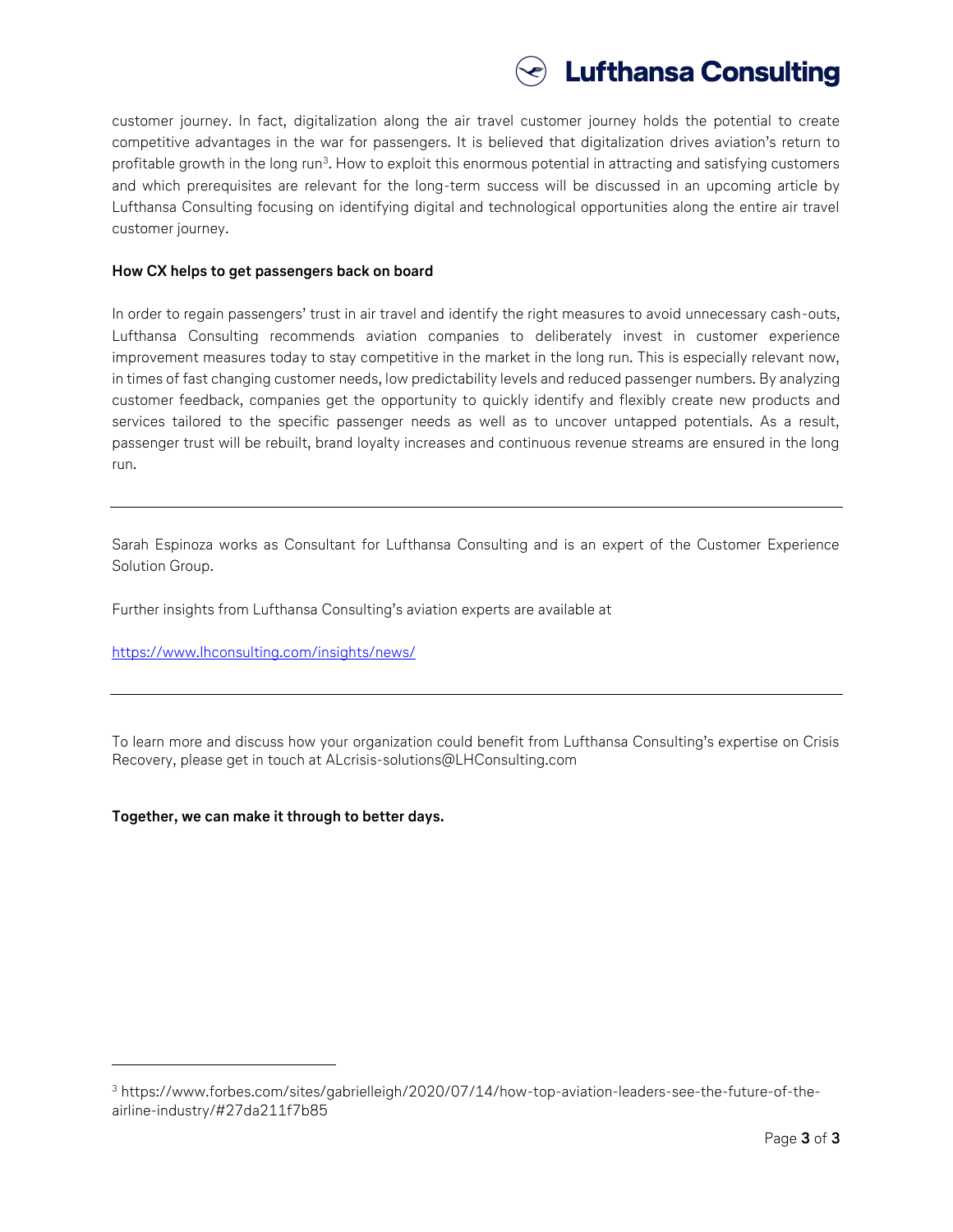customer journey. In fact, digitalization along the air travel customer journey holds the potential to create competitive advantages in the war for passengers. It is believed that digitalization drives aviation's return to profitable growth in the long run[3]. How to exploit this enormous potential in attracting and satisfying customers and which prerequisites are relevant for the long-term success will be discussed in an upcoming article by Lufthansa Consulting focusing on identifying digital and technological opportunities along the entire air travel customer journey.

**How CX helps to get passengers back on board**

In order to regain passengers' trust in air travel and identify the right measures to avoid unnecessary cash-outs, Lufthansa Consulting recommends aviation companies to deliberately invest in customer experience improvement measures today to stay competitive in the market in the long run. This is especially relevant now, in times of fast changing customer needs, low predictability levels and reduced passenger numbers. By analyzing customer feedback, companies get the opportunity to quickly identify and flexibly create new products and services tailored to the specific passenger needs as well as to uncover untapped potentials. As a result, passenger trust will be rebuilt, brand loyalty increases and continuous revenue streams are ensured in the long run.

---

Sarah Espinoza works as Consultant for Lufthansa Consulting and is an expert of the Customer Experience Solution Group.

Further insights from Lufthansa Consulting's aviation experts are available at

https://www.lhconsulting.com/insights/news/

---

To learn more and discuss how your organization could benefit from Lufthansa Consulting's expertise on Crisis Recovery, please get in touch at ALcrisis-solutions@LHConsulting.com

**Together, we can make it through to better days.**

[3] https://www.forbes.com/sites/gabrielleigh/2020/07/14/how-top-aviation-leaders-see-the-future-of-the-airline-industry/#27da211f7b85